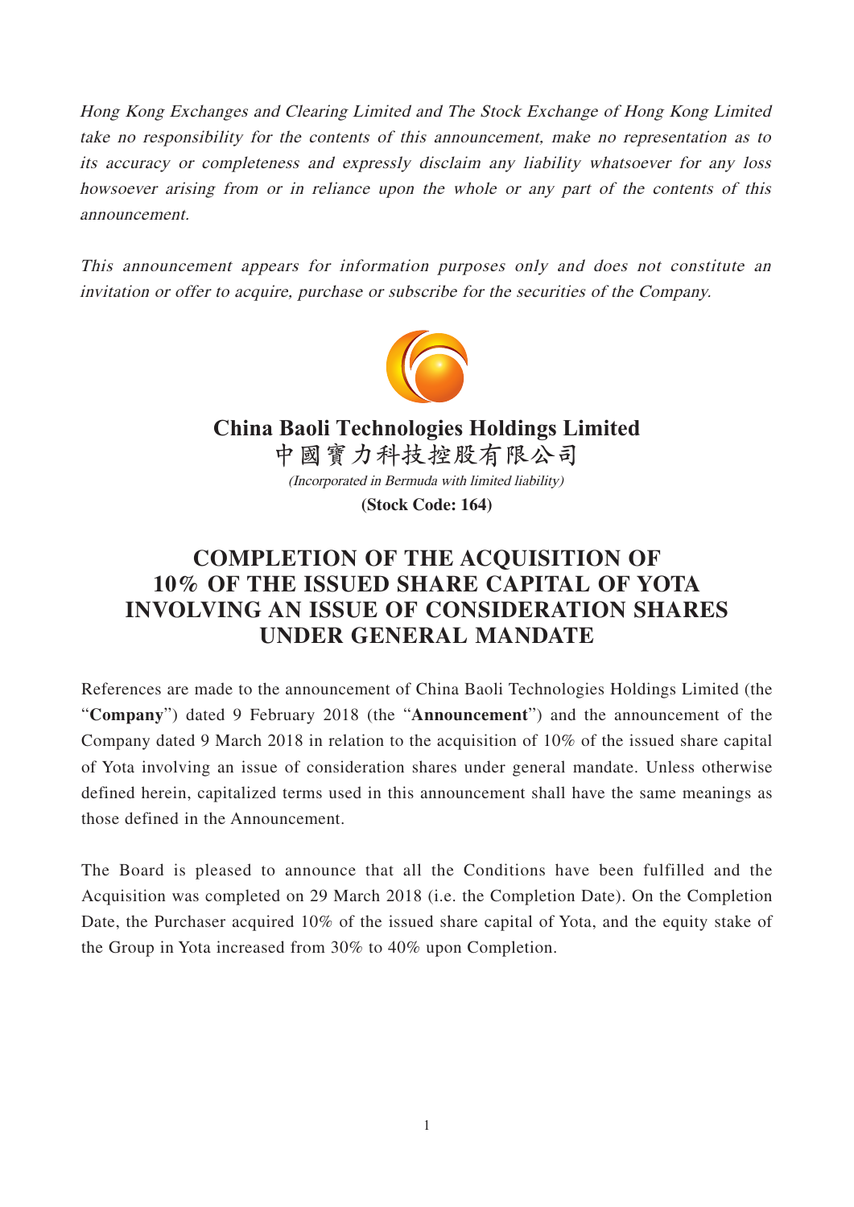*Hong Kong Exchanges and Clearing Limited and The Stock Exchange of Hong Kong Limited take no responsibility for the contents of this announcement, make no representation as to its accuracy or completeness and expressly disclaim any liability whatsoever for any loss howsoever arising from or in reliance upon the whole or any part of the contents of this announcement.*

*This announcement appears for information purposes only and does not constitute an invitation or offer to acquire, purchase or subscribe for the securities of the Company.*

**China Baoli Technologies Holdings Limited**
**中國寶力科技控股有限公司**
*(Incorporated in Bermuda with limited liability)*
**(Stock Code: 164)**

# COMPLETION OF THE ACQUISITION OF 10% OF THE ISSUED SHARE CAPITAL OF YOTA INVOLVING AN ISSUE OF CONSIDERATION SHARES UNDER GENERAL MANDATE

References are made to the announcement of China Baoli Technologies Holdings Limited (the "**Company**") dated 9 February 2018 (the "**Announcement**") and the announcement of the Company dated 9 March 2018 in relation to the acquisition of 10% of the issued share capital of Yota involving an issue of consideration shares under general mandate. Unless otherwise defined herein, capitalized terms used in this announcement shall have the same meanings as those defined in the Announcement.

The Board is pleased to announce that all the Conditions have been fulfilled and the Acquisition was completed on 29 March 2018 (i.e. the Completion Date). On the Completion Date, the Purchaser acquired 10% of the issued share capital of Yota, and the equity stake of the Group in Yota increased from 30% to 40% upon Completion.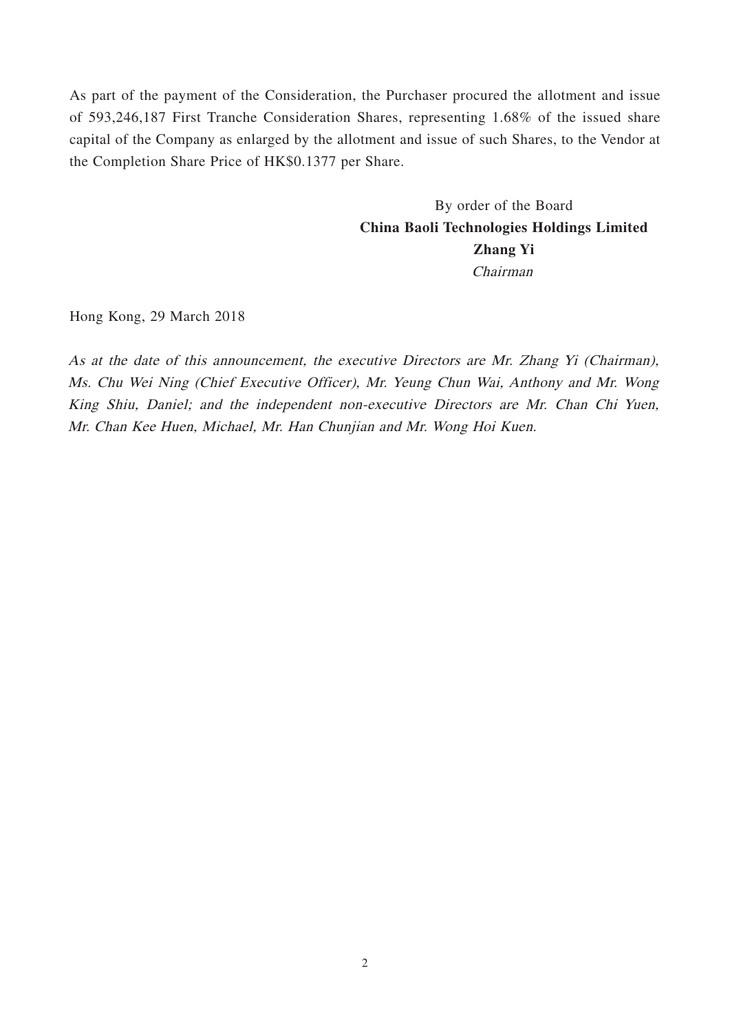As part of the payment of the Consideration, the Purchaser procured the allotment and issue of 593,246,187 First Tranche Consideration Shares, representing 1.68% of the issued share capital of the Company as enlarged by the allotment and issue of such Shares, to the Vendor at the Completion Share Price of HK$0.1377 per Share.

By order of the Board
**China Baoli Technologies Holdings Limited**
**Zhang Yi**
*Chairman*

Hong Kong, 29 March 2018

*As at the date of this announcement, the executive Directors are Mr. Zhang Yi (Chairman), Ms. Chu Wei Ning (Chief Executive Officer), Mr. Yeung Chun Wai, Anthony and Mr. Wong King Shiu, Daniel; and the independent non-executive Directors are Mr. Chan Chi Yuen, Mr. Chan Kee Huen, Michael, Mr. Han Chunjian and Mr. Wong Hoi Kuen.*